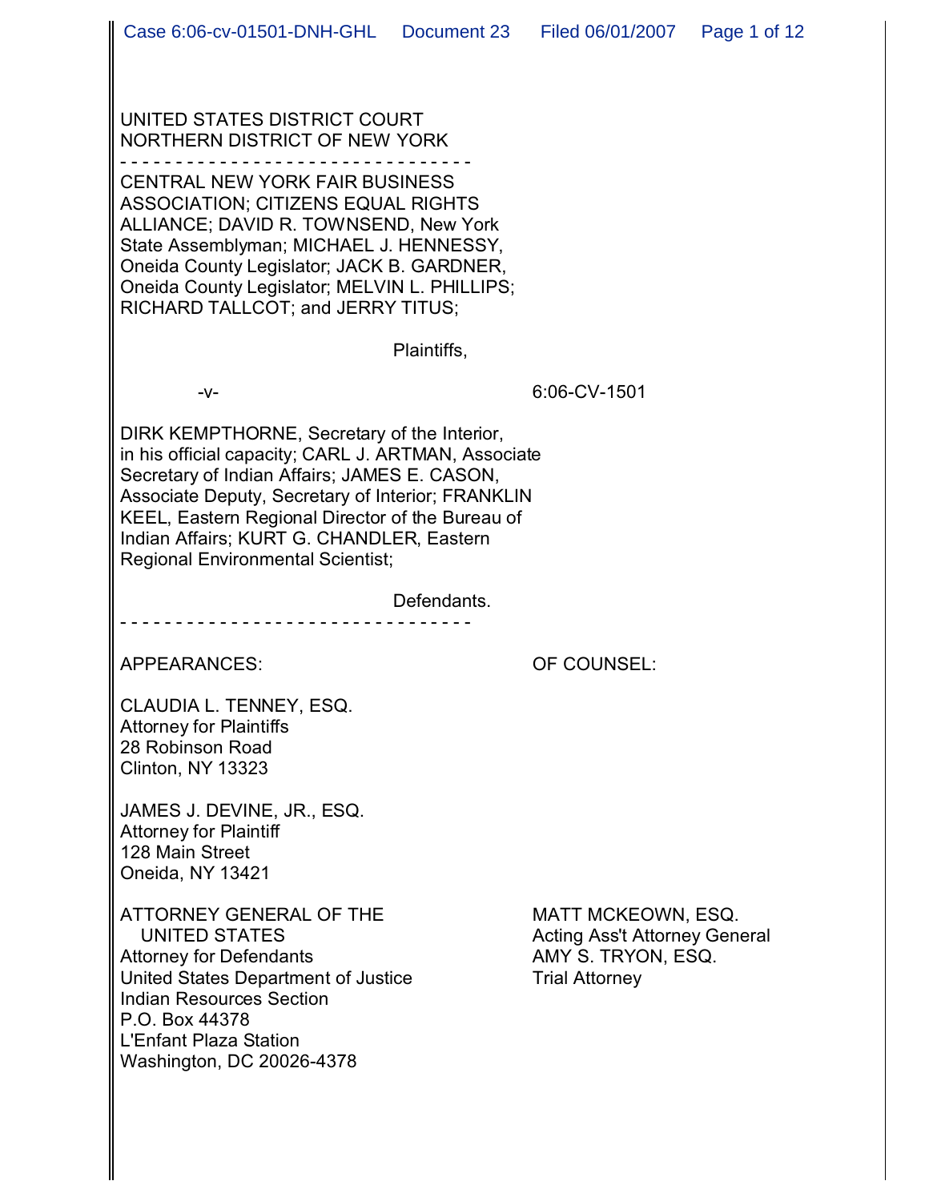UNITED STATES DISTRICT COURT
NORTHERN DISTRICT OF NEW YORK

- - - - - - - - - - - - - - - - - - - - - - - - - - - - - - - -

CENTRAL NEW YORK FAIR BUSINESS ASSOCIATION; CITIZENS EQUAL RIGHTS ALLIANCE; DAVID R. TOWNSEND, New York State Assemblyman; MICHAEL J. HENNESSY, Oneida County Legislator; JACK B. GARDNER, Oneida County Legislator; MELVIN L. PHILLIPS; RICHARD TALLCOT; and JERRY TITUS;

Plaintiffs,

-v-                                                                                    6:06-CV-1501

DIRK KEMPTHORNE, Secretary of the Interior, in his official capacity; CARL J. ARTMAN, Associate Secretary of Indian Affairs; JAMES E. CASON, Associate Deputy, Secretary of Interior; FRANKLIN KEEL, Eastern Regional Director of the Bureau of Indian Affairs; KURT G. CHANDLER, Eastern Regional Environmental Scientist;

Defendants.

- - - - - - - - - - - - - - - - - - - - - - - - - - - - - - - -

| APPEARANCES: | OF COUNSEL: |
| --- | --- |
| CLAUDIA L. TENNEY, ESQ.<br>Attorney for Plaintiffs<br>28 Robinson Road<br>Clinton, NY 13323 | |
| JAMES J. DEVINE, JR., ESQ.<br>Attorney for Plaintiff<br>128 Main Street<br>Oneida, NY 13421 | |
| ATTORNEY GENERAL OF THE UNITED STATES<br>Attorney for Defendants<br>United States Department of Justice<br>Indian Resources Section<br>P.O. Box 44378<br>L'Enfant Plaza Station<br>Washington, DC 20026-4378 | MATT MCKEOWN, ESQ.<br>Acting Ass't Attorney General<br>AMY S. TRYON, ESQ.<br>Trial Attorney |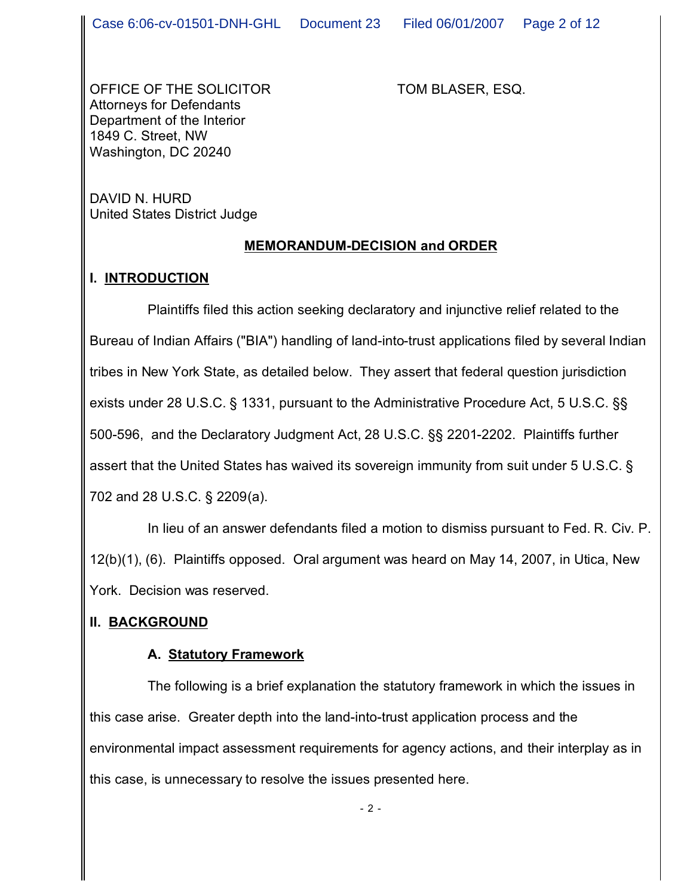OFFICE OF THE SOLICITOR
Attorneys for Defendants
Department of the Interior
1849 C. Street, NW
Washington, DC 20240

TOM BLASER, ESQ.

DAVID N. HURD
United States District Judge

## MEMORANDUM-DECISION and ORDER

### I. INTRODUCTION

Plaintiffs filed this action seeking declaratory and injunctive relief related to the Bureau of Indian Affairs ("BIA") handling of land-into-trust applications filed by several Indian tribes in New York State, as detailed below. They assert that federal question jurisdiction exists under 28 U.S.C. § 1331, pursuant to the Administrative Procedure Act, 5 U.S.C. §§ 500-596, and the Declaratory Judgment Act, 28 U.S.C. §§ 2201-2202. Plaintiffs further assert that the United States has waived its sovereign immunity from suit under 5 U.S.C. § 702 and 28 U.S.C. § 2209(a).

In lieu of an answer defendants filed a motion to dismiss pursuant to Fed. R. Civ. P. 12(b)(1), (6). Plaintiffs opposed. Oral argument was heard on May 14, 2007, in Utica, New York. Decision was reserved.

### II. BACKGROUND

#### A. Statutory Framework

The following is a brief explanation the statutory framework in which the issues in this case arise. Greater depth into the land-into-trust application process and the environmental impact assessment requirements for agency actions, and their interplay as in this case, is unnecessary to resolve the issues presented here.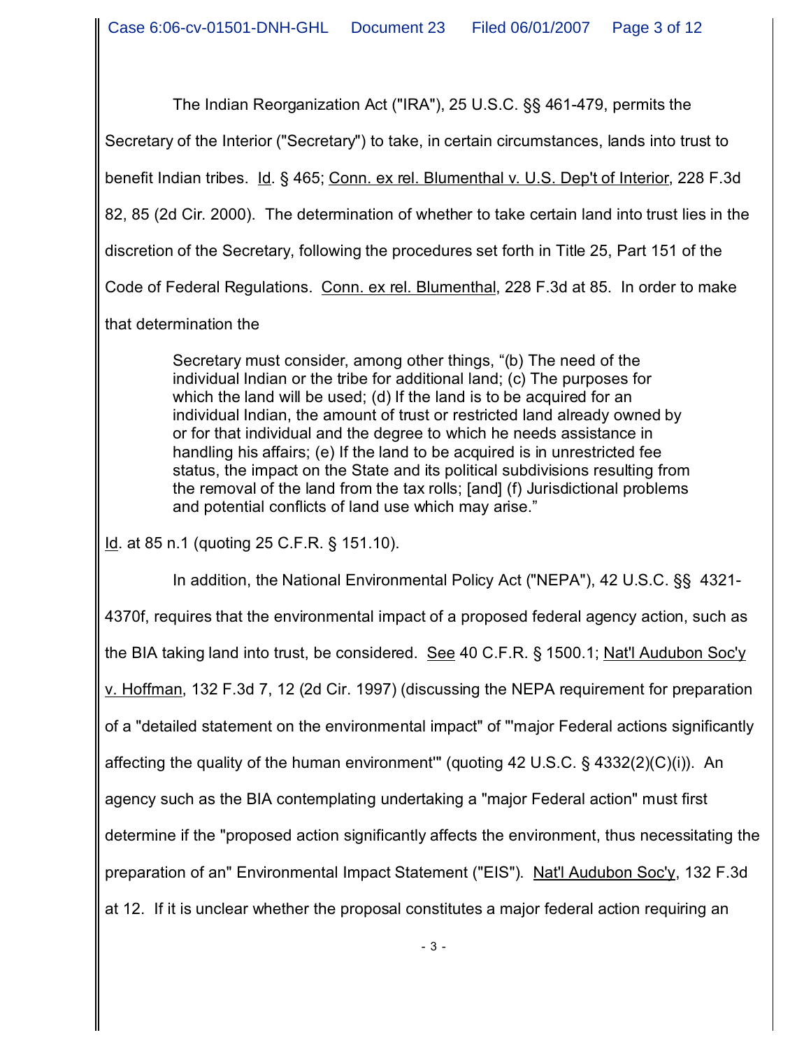The Indian Reorganization Act ("IRA"), 25 U.S.C. §§ 461-479, permits the Secretary of the Interior ("Secretary") to take, in certain circumstances, lands into trust to benefit Indian tribes. Id. § 465; Conn. ex rel. Blumenthal v. U.S. Dep't of Interior, 228 F.3d 82, 85 (2d Cir. 2000). The determination of whether to take certain land into trust lies in the discretion of the Secretary, following the procedures set forth in Title 25, Part 151 of the Code of Federal Regulations. Conn. ex rel. Blumenthal, 228 F.3d at 85. In order to make that determination the

> Secretary must consider, among other things, "(b) The need of the individual Indian or the tribe for additional land; (c) The purposes for which the land will be used; (d) If the land is to be acquired for an individual Indian, the amount of trust or restricted land already owned by or for that individual and the degree to which he needs assistance in handling his affairs; (e) If the land to be acquired is in unrestricted fee status, the impact on the State and its political subdivisions resulting from the removal of the land from the tax rolls; [and] (f) Jurisdictional problems and potential conflicts of land use which may arise."

Id. at 85 n.1 (quoting 25 C.F.R. § 151.10).

In addition, the National Environmental Policy Act ("NEPA"), 42 U.S.C. §§ 4321-4370f, requires that the environmental impact of a proposed federal agency action, such as the BIA taking land into trust, be considered. See 40 C.F.R. § 1500.1; Nat'l Audubon Soc'y v. Hoffman, 132 F.3d 7, 12 (2d Cir. 1997) (discussing the NEPA requirement for preparation of a "detailed statement on the environmental impact" of "'major Federal actions significantly affecting the quality of the human environment'" (quoting 42 U.S.C. § 4332(2)(C)(i)). An agency such as the BIA contemplating undertaking a "major Federal action" must first determine if the "proposed action significantly affects the environment, thus necessitating the preparation of an" Environmental Impact Statement ("EIS"). Nat'l Audubon Soc'y, 132 F.3d at 12. If it is unclear whether the proposal constitutes a major federal action requiring an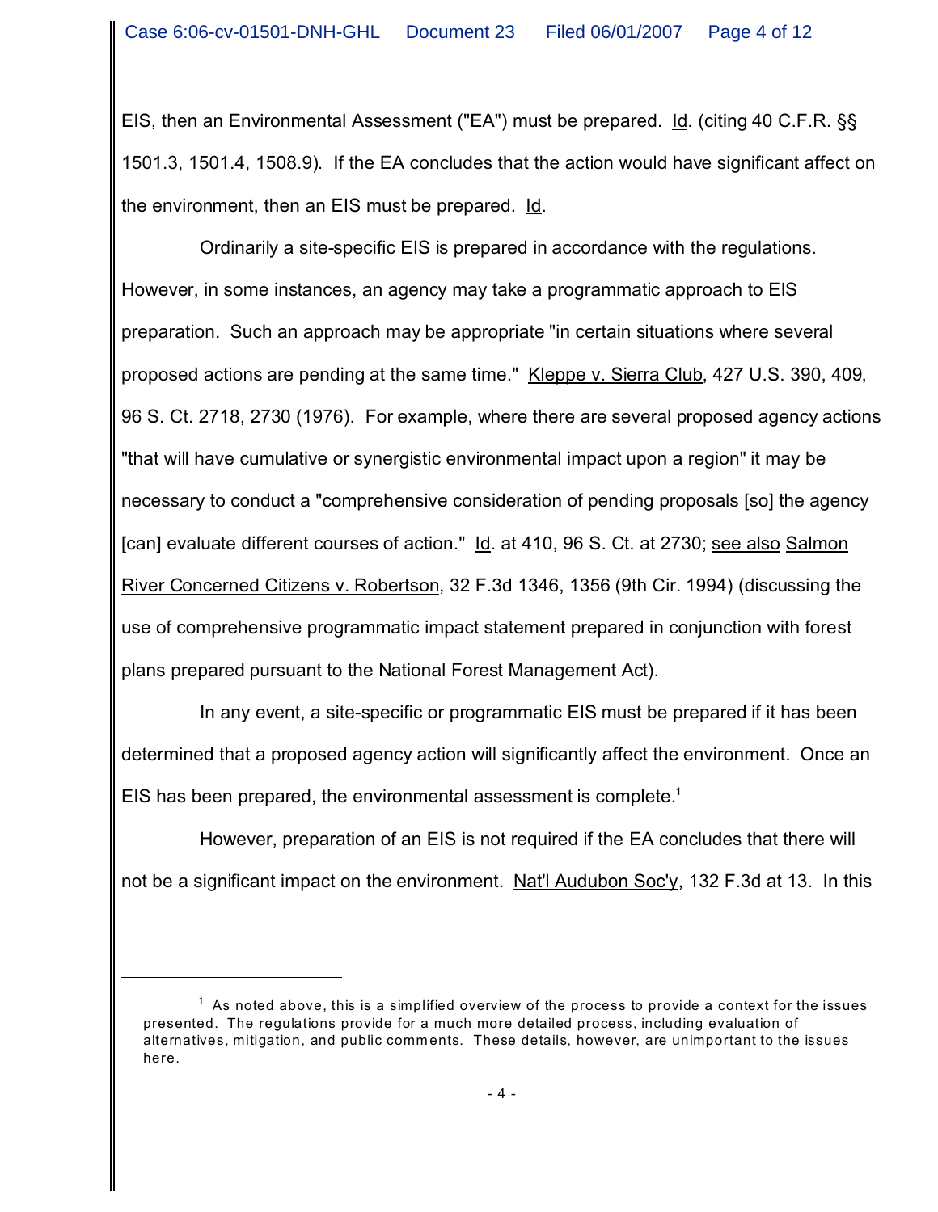EIS, then an Environmental Assessment ("EA") must be prepared. Id. (citing 40 C.F.R. §§ 1501.3, 1501.4, 1508.9). If the EA concludes that the action would have significant affect on the environment, then an EIS must be prepared. Id.

Ordinarily a site-specific EIS is prepared in accordance with the regulations. However, in some instances, an agency may take a programmatic approach to EIS preparation. Such an approach may be appropriate "in certain situations where several proposed actions are pending at the same time." Kleppe v. Sierra Club, 427 U.S. 390, 409, 96 S. Ct. 2718, 2730 (1976). For example, where there are several proposed agency actions "that will have cumulative or synergistic environmental impact upon a region" it may be necessary to conduct a "comprehensive consideration of pending proposals [so] the agency [can] evaluate different courses of action." Id. at 410, 96 S. Ct. at 2730; see also Salmon River Concerned Citizens v. Robertson, 32 F.3d 1346, 1356 (9th Cir. 1994) (discussing the use of comprehensive programmatic impact statement prepared in conjunction with forest plans prepared pursuant to the National Forest Management Act).

In any event, a site-specific or programmatic EIS must be prepared if it has been determined that a proposed agency action will significantly affect the environment. Once an EIS has been prepared, the environmental assessment is complete.[1]

However, preparation of an EIS is not required if the EA concludes that there will not be a significant impact on the environment. Nat'l Audubon Soc'y, 132 F.3d at 13. In this

---

[1] As noted above, this is a simplified overview of the process to provide a context for the issues presented. The regulations provide for a much more detailed process, including evaluation of alternatives, mitigation, and public comments. These details, however, are unimportant to the issues here.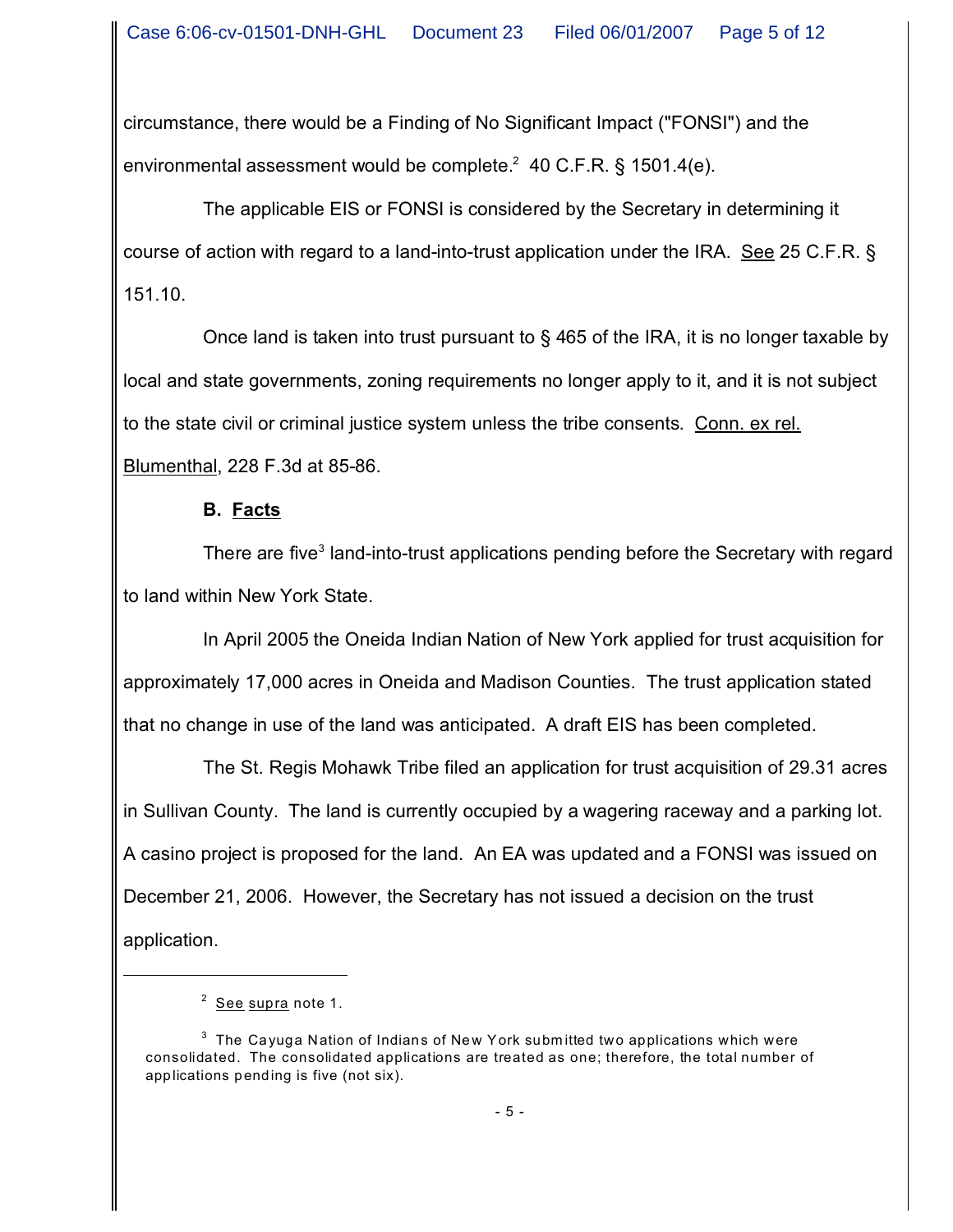circumstance, there would be a Finding of No Significant Impact ("FONSI") and the environmental assessment would be complete.[2] 40 C.F.R. § 1501.4(e).

The applicable EIS or FONSI is considered by the Secretary in determining it course of action with regard to a land-into-trust application under the IRA. See 25 C.F.R. § 151.10.

Once land is taken into trust pursuant to § 465 of the IRA, it is no longer taxable by local and state governments, zoning requirements no longer apply to it, and it is not subject to the state civil or criminal justice system unless the tribe consents. Conn. ex rel. Blumenthal, 228 F.3d at 85-86.

**B. Facts**

There are five[3] land-into-trust applications pending before the Secretary with regard to land within New York State.

In April 2005 the Oneida Indian Nation of New York applied for trust acquisition for approximately 17,000 acres in Oneida and Madison Counties. The trust application stated that no change in use of the land was anticipated. A draft EIS has been completed.

The St. Regis Mohawk Tribe filed an application for trust acquisition of 29.31 acres in Sullivan County. The land is currently occupied by a wagering raceway and a parking lot. A casino project is proposed for the land. An EA was updated and a FONSI was issued on December 21, 2006. However, the Secretary has not issued a decision on the trust application.

---

[2] See supra note 1.

[3] The Cayuga Nation of Indians of New York submitted two applications which were consolidated. The consolidated applications are treated as one; therefore, the total number of applications pending is five (not six).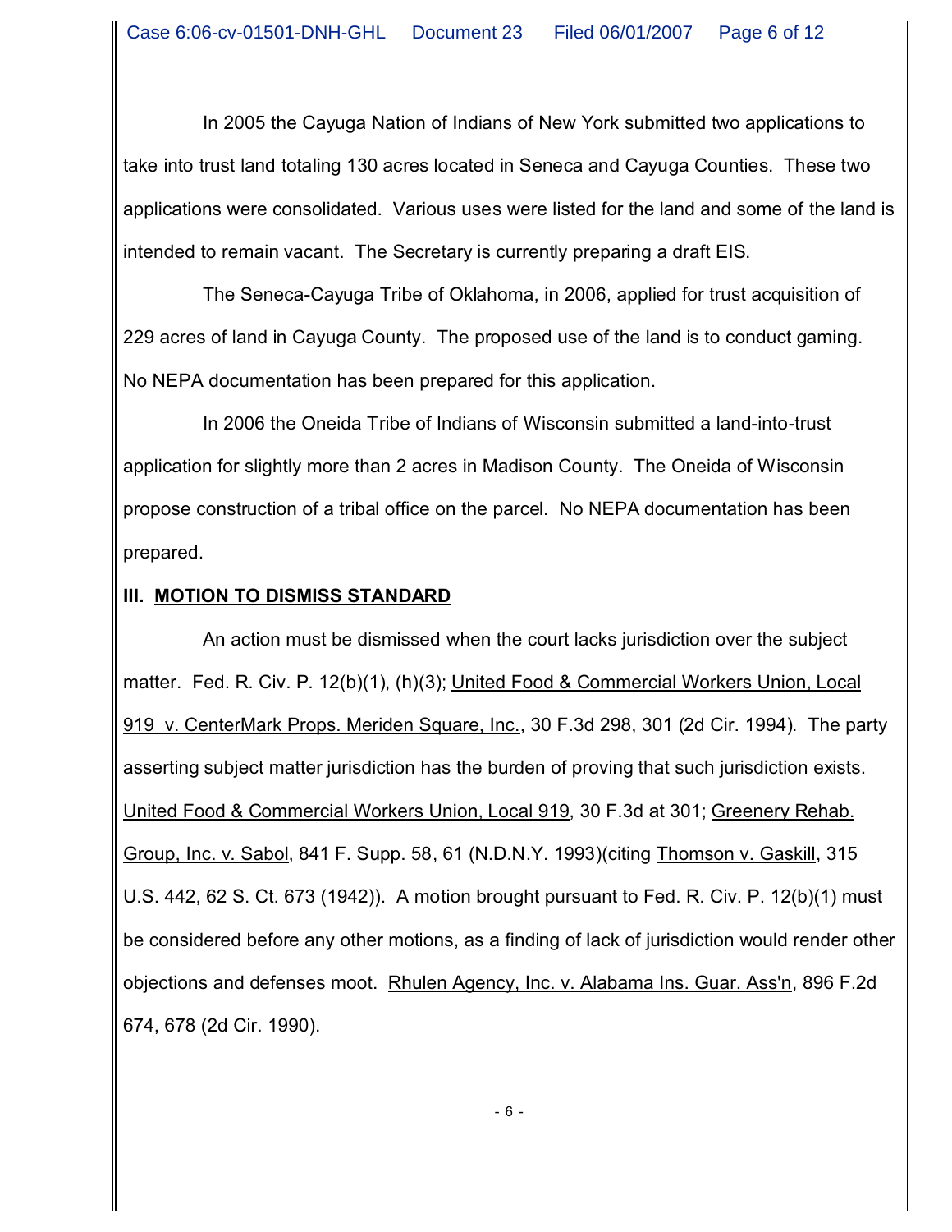In 2005 the Cayuga Nation of Indians of New York submitted two applications to take into trust land totaling 130 acres located in Seneca and Cayuga Counties. These two applications were consolidated. Various uses were listed for the land and some of the land is intended to remain vacant. The Secretary is currently preparing a draft EIS.

The Seneca-Cayuga Tribe of Oklahoma, in 2006, applied for trust acquisition of 229 acres of land in Cayuga County. The proposed use of the land is to conduct gaming. No NEPA documentation has been prepared for this application.

In 2006 the Oneida Tribe of Indians of Wisconsin submitted a land-into-trust application for slightly more than 2 acres in Madison County. The Oneida of Wisconsin propose construction of a tribal office on the parcel. No NEPA documentation has been prepared.

### III. MOTION TO DISMISS STANDARD

An action must be dismissed when the court lacks jurisdiction over the subject matter. Fed. R. Civ. P. 12(b)(1), (h)(3); United Food & Commercial Workers Union, Local 919 v. CenterMark Props. Meriden Square, Inc., 30 F.3d 298, 301 (2d Cir. 1994). The party asserting subject matter jurisdiction has the burden of proving that such jurisdiction exists. United Food & Commercial Workers Union, Local 919, 30 F.3d at 301; Greenery Rehab. Group, Inc. v. Sabol, 841 F. Supp. 58, 61 (N.D.N.Y. 1993)(citing Thomson v. Gaskill, 315 U.S. 442, 62 S. Ct. 673 (1942)). A motion brought pursuant to Fed. R. Civ. P. 12(b)(1) must be considered before any other motions, as a finding of lack of jurisdiction would render other objections and defenses moot. Rhulen Agency, Inc. v. Alabama Ins. Guar. Ass'n, 896 F.2d 674, 678 (2d Cir. 1990).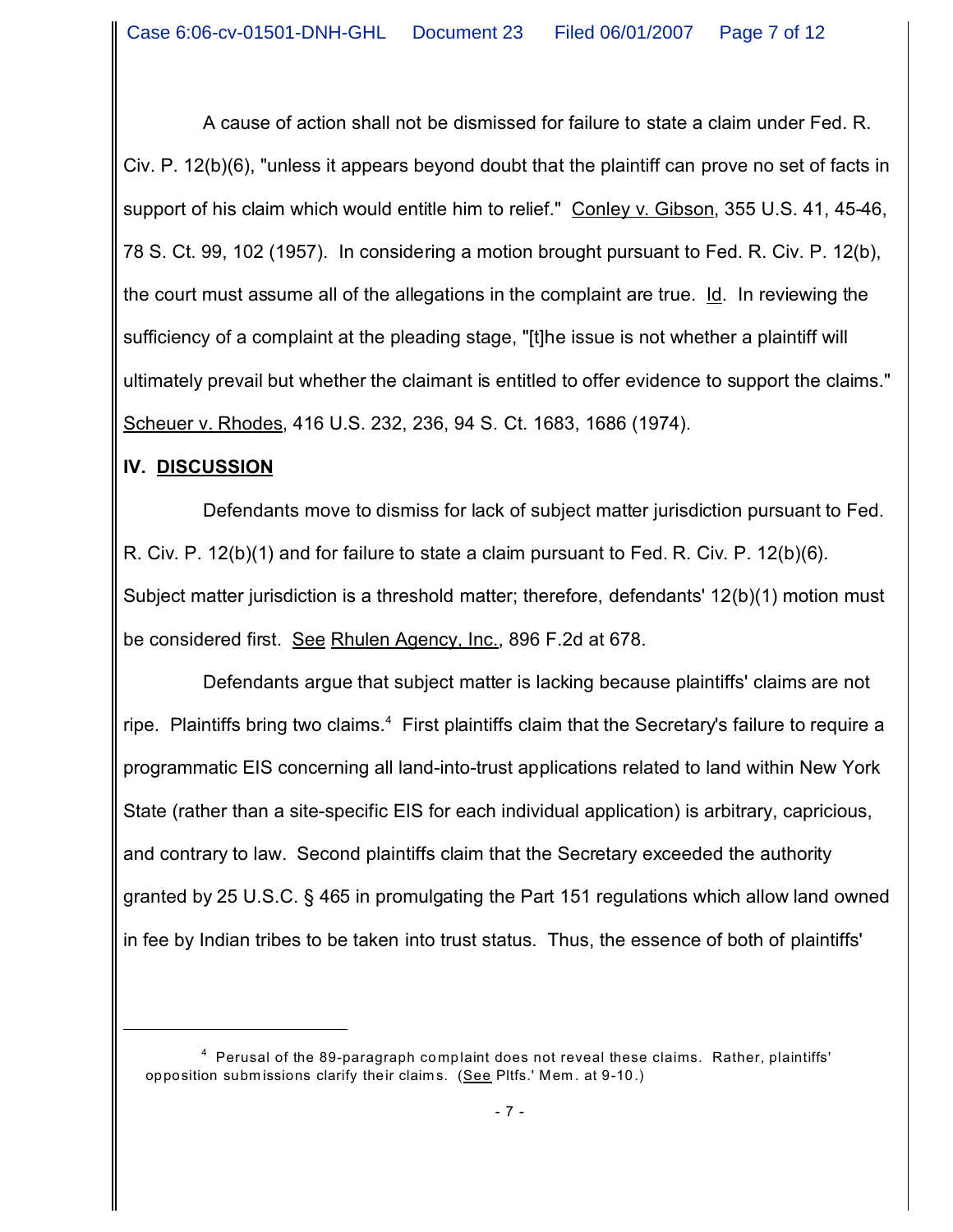A cause of action shall not be dismissed for failure to state a claim under Fed. R. Civ. P. 12(b)(6), "unless it appears beyond doubt that the plaintiff can prove no set of facts in support of his claim which would entitle him to relief." Conley v. Gibson, 355 U.S. 41, 45-46, 78 S. Ct. 99, 102 (1957). In considering a motion brought pursuant to Fed. R. Civ. P. 12(b), the court must assume all of the allegations in the complaint are true. Id. In reviewing the sufficiency of a complaint at the pleading stage, "[t]he issue is not whether a plaintiff will ultimately prevail but whether the claimant is entitled to offer evidence to support the claims." Scheuer v. Rhodes, 416 U.S. 232, 236, 94 S. Ct. 1683, 1686 (1974).

## IV. DISCUSSION

Defendants move to dismiss for lack of subject matter jurisdiction pursuant to Fed. R. Civ. P. 12(b)(1) and for failure to state a claim pursuant to Fed. R. Civ. P. 12(b)(6). Subject matter jurisdiction is a threshold matter; therefore, defendants' 12(b)(1) motion must be considered first. See Rhulen Agency, Inc., 896 F.2d at 678.

Defendants argue that subject matter is lacking because plaintiffs' claims are not ripe. Plaintiffs bring two claims.[4] First plaintiffs claim that the Secretary's failure to require a programmatic EIS concerning all land-into-trust applications related to land within New York State (rather than a site-specific EIS for each individual application) is arbitrary, capricious, and contrary to law. Second plaintiffs claim that the Secretary exceeded the authority granted by 25 U.S.C. § 465 in promulgating the Part 151 regulations which allow land owned in fee by Indian tribes to be taken into trust status. Thus, the essence of both of plaintiffs'

---

[4] Perusal of the 89-paragraph complaint does not reveal these claims. Rather, plaintiffs' opposition submissions clarify their claims. (See Pltfs.' Mem. at 9-10.)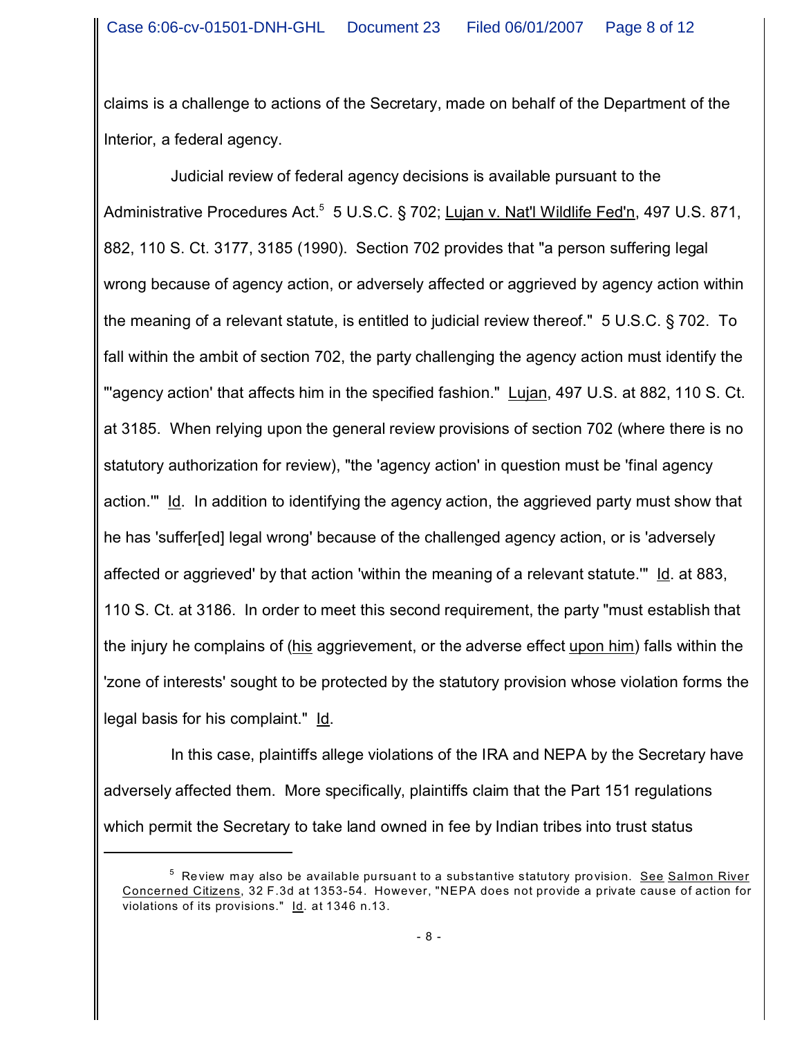claims is a challenge to actions of the Secretary, made on behalf of the Department of the Interior, a federal agency.

Judicial review of federal agency decisions is available pursuant to the Administrative Procedures Act.[5] 5 U.S.C. § 702; Lujan v. Nat'l Wildlife Fed'n, 497 U.S. 871, 882, 110 S. Ct. 3177, 3185 (1990). Section 702 provides that "a person suffering legal wrong because of agency action, or adversely affected or aggrieved by agency action within the meaning of a relevant statute, is entitled to judicial review thereof." 5 U.S.C. § 702. To fall within the ambit of section 702, the party challenging the agency action must identify the "'agency action' that affects him in the specified fashion." Lujan, 497 U.S. at 882, 110 S. Ct. at 3185. When relying upon the general review provisions of section 702 (where there is no statutory authorization for review), "the 'agency action' in question must be 'final agency action.'" Id. In addition to identifying the agency action, the aggrieved party must show that he has 'suffer[ed] legal wrong' because of the challenged agency action, or is 'adversely affected or aggrieved' by that action 'within the meaning of a relevant statute.'" Id. at 883, 110 S. Ct. at 3186. In order to meet this second requirement, the party "must establish that the injury he complains of (his aggrievement, or the adverse effect upon him) falls within the 'zone of interests' sought to be protected by the statutory provision whose violation forms the legal basis for his complaint." Id.

In this case, plaintiffs allege violations of the IRA and NEPA by the Secretary have adversely affected them. More specifically, plaintiffs claim that the Part 151 regulations which permit the Secretary to take land owned in fee by Indian tribes into trust status

---

[5] Review may also be available pursuant to a substantive statutory provision. See Salmon River Concerned Citizens, 32 F.3d at 1353-54. However, "NEPA does not provide a private cause of action for violations of its provisions." Id. at 1346 n.13.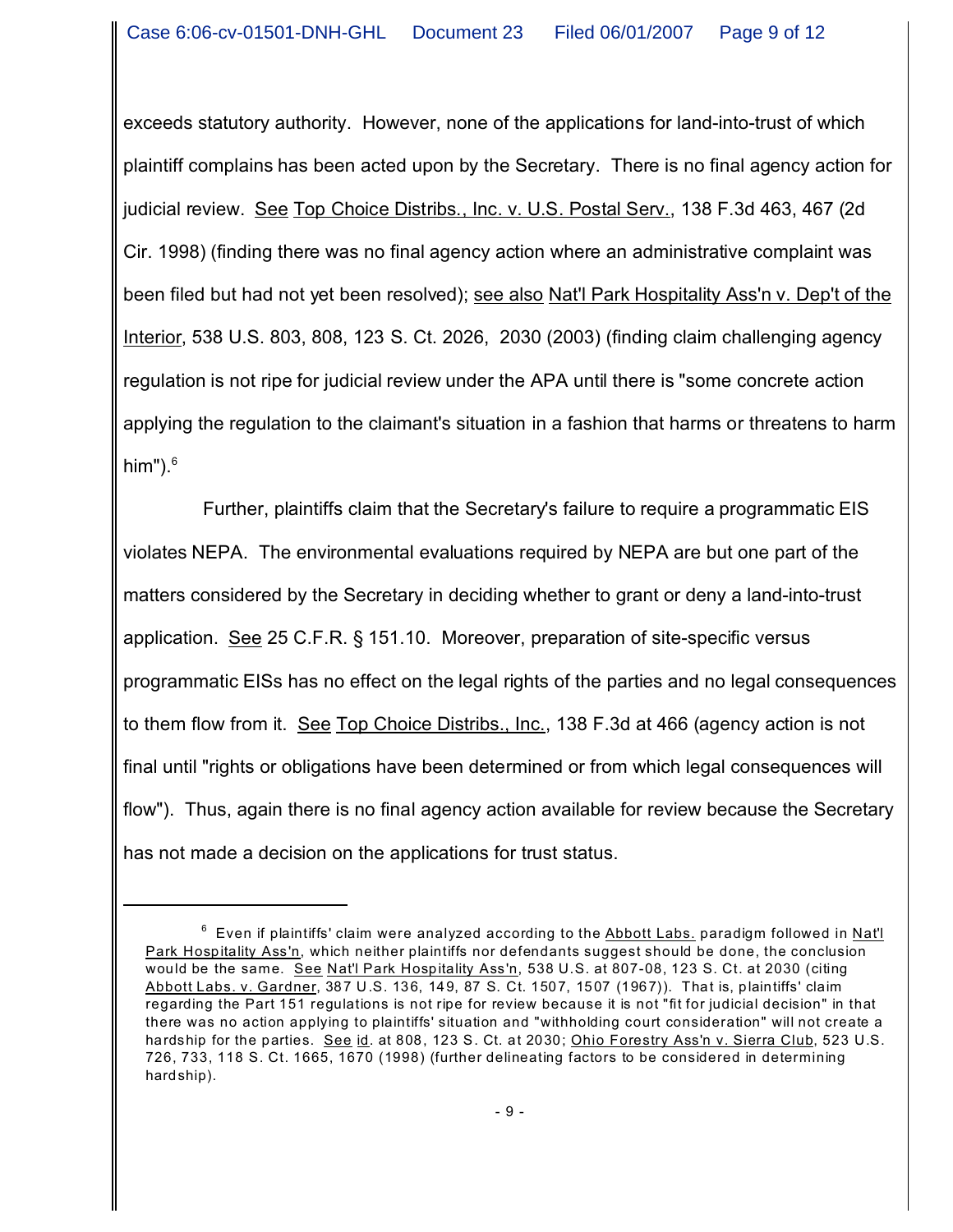exceeds statutory authority. However, none of the applications for land-into-trust of which plaintiff complains has been acted upon by the Secretary. There is no final agency action for judicial review. See Top Choice Distribs., Inc. v. U.S. Postal Serv., 138 F.3d 463, 467 (2d Cir. 1998) (finding there was no final agency action where an administrative complaint was been filed but had not yet been resolved); see also Nat'l Park Hospitality Ass'n v. Dep't of the Interior, 538 U.S. 803, 808, 123 S. Ct. 2026, 2030 (2003) (finding claim challenging agency regulation is not ripe for judicial review under the APA until there is "some concrete action applying the regulation to the claimant's situation in a fashion that harms or threatens to harm him").[6]

Further, plaintiffs claim that the Secretary's failure to require a programmatic EIS violates NEPA. The environmental evaluations required by NEPA are but one part of the matters considered by the Secretary in deciding whether to grant or deny a land-into-trust application. See 25 C.F.R. § 151.10. Moreover, preparation of site-specific versus programmatic EISs has no effect on the legal rights of the parties and no legal consequences to them flow from it. See Top Choice Distribs., Inc., 138 F.3d at 466 (agency action is not final until "rights or obligations have been determined or from which legal consequences will flow"). Thus, again there is no final agency action available for review because the Secretary has not made a decision on the applications for trust status.

---

[6] Even if plaintiffs' claim were analyzed according to the Abbott Labs. paradigm followed in Nat'l Park Hospitality Ass'n, which neither plaintiffs nor defendants suggest should be done, the conclusion would be the same. See Nat'l Park Hospitality Ass'n, 538 U.S. at 807-08, 123 S. Ct. at 2030 (citing Abbott Labs. v. Gardner, 387 U.S. 136, 149, 87 S. Ct. 1507, 1507 (1967)). That is, plaintiffs' claim regarding the Part 151 regulations is not ripe for review because it is not "fit for judicial decision" in that there was no action applying to plaintiffs' situation and "withholding court consideration" will not create a hardship for the parties. See id. at 808, 123 S. Ct. at 2030; Ohio Forestry Ass'n v. Sierra Club, 523 U.S. 726, 733, 118 S. Ct. 1665, 1670 (1998) (further delineating factors to be considered in determining hardship).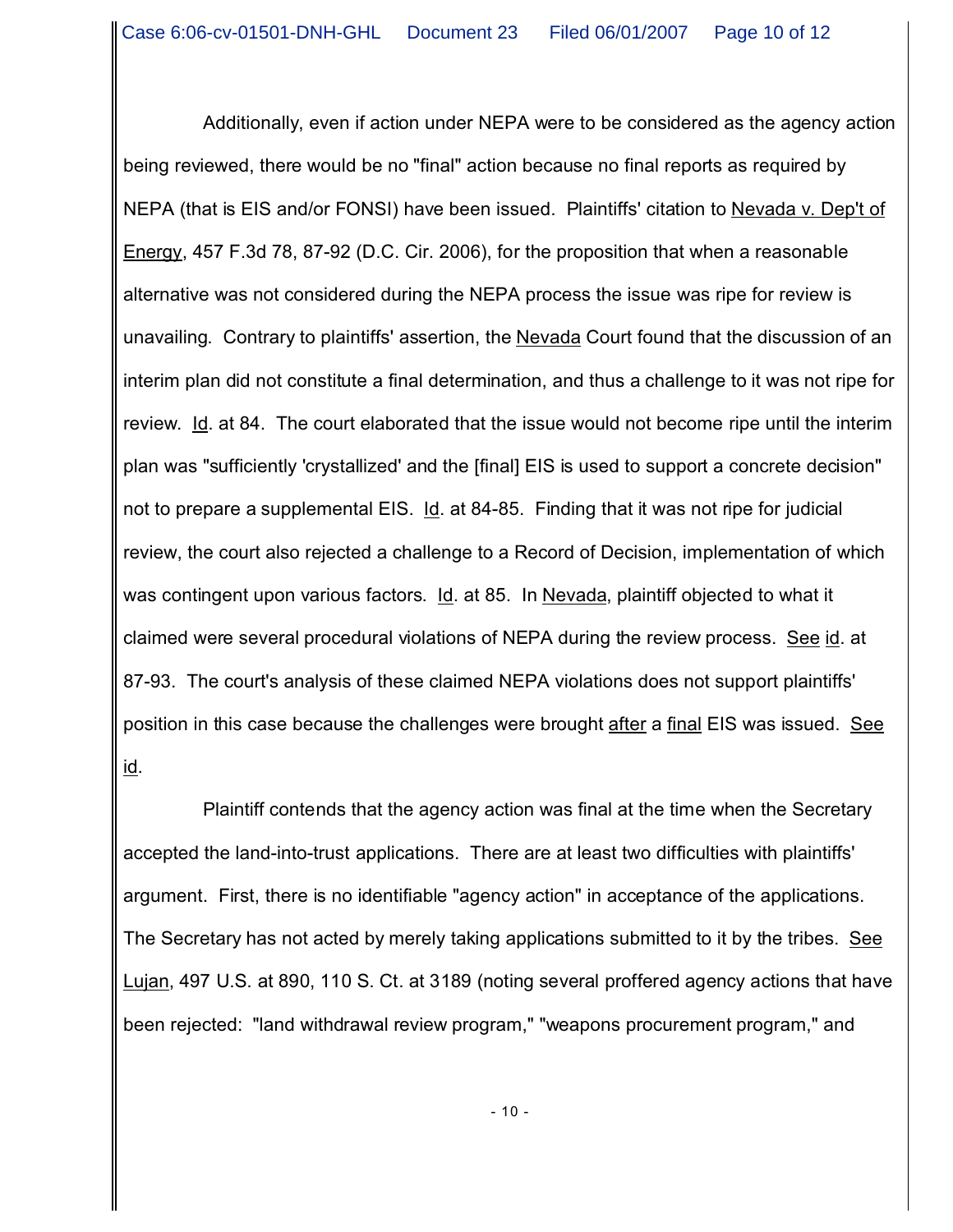Additionally, even if action under NEPA were to be considered as the agency action being reviewed, there would be no "final" action because no final reports as required by NEPA (that is EIS and/or FONSI) have been issued. Plaintiffs' citation to Nevada v. Dep't of Energy, 457 F.3d 78, 87-92 (D.C. Cir. 2006), for the proposition that when a reasonable alternative was not considered during the NEPA process the issue was ripe for review is unavailing. Contrary to plaintiffs' assertion, the Nevada Court found that the discussion of an interim plan did not constitute a final determination, and thus a challenge to it was not ripe for review. Id. at 84. The court elaborated that the issue would not become ripe until the interim plan was "sufficiently 'crystallized' and the [final] EIS is used to support a concrete decision" not to prepare a supplemental EIS. Id. at 84-85. Finding that it was not ripe for judicial review, the court also rejected a challenge to a Record of Decision, implementation of which was contingent upon various factors. Id. at 85. In Nevada, plaintiff objected to what it claimed were several procedural violations of NEPA during the review process. See id. at 87-93. The court's analysis of these claimed NEPA violations does not support plaintiffs' position in this case because the challenges were brought after a final EIS was issued. See id.

Plaintiff contends that the agency action was final at the time when the Secretary accepted the land-into-trust applications. There are at least two difficulties with plaintiffs' argument. First, there is no identifiable "agency action" in acceptance of the applications. The Secretary has not acted by merely taking applications submitted to it by the tribes. See Lujan, 497 U.S. at 890, 110 S. Ct. at 3189 (noting several proffered agency actions that have been rejected: "land withdrawal review program," "weapons procurement program," and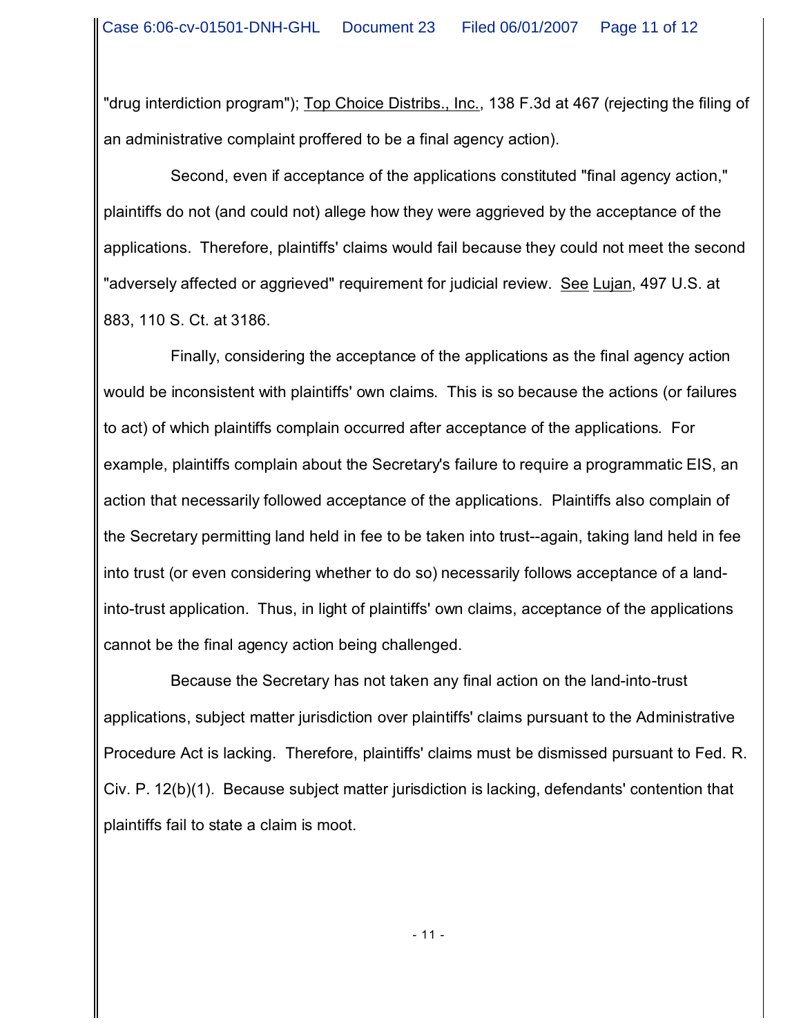"drug interdiction program"); Top Choice Distribs., Inc., 138 F.3d at 467 (rejecting the filing of an administrative complaint proffered to be a final agency action).

Second, even if acceptance of the applications constituted "final agency action," plaintiffs do not (and could not) allege how they were aggrieved by the acceptance of the applications. Therefore, plaintiffs' claims would fail because they could not meet the second "adversely affected or aggrieved" requirement for judicial review. See Lujan, 497 U.S. at 883, 110 S. Ct. at 3186.

Finally, considering the acceptance of the applications as the final agency action would be inconsistent with plaintiffs' own claims. This is so because the actions (or failures to act) of which plaintiffs complain occurred after acceptance of the applications. For example, plaintiffs complain about the Secretary's failure to require a programmatic EIS, an action that necessarily followed acceptance of the applications. Plaintiffs also complain of the Secretary permitting land held in fee to be taken into trust--again, taking land held in fee into trust (or even considering whether to do so) necessarily follows acceptance of a land-into-trust application. Thus, in light of plaintiffs' own claims, acceptance of the applications cannot be the final agency action being challenged.

Because the Secretary has not taken any final action on the land-into-trust applications, subject matter jurisdiction over plaintiffs' claims pursuant to the Administrative Procedure Act is lacking. Therefore, plaintiffs' claims must be dismissed pursuant to Fed. R. Civ. P. 12(b)(1). Because subject matter jurisdiction is lacking, defendants' contention that plaintiffs fail to state a claim is moot.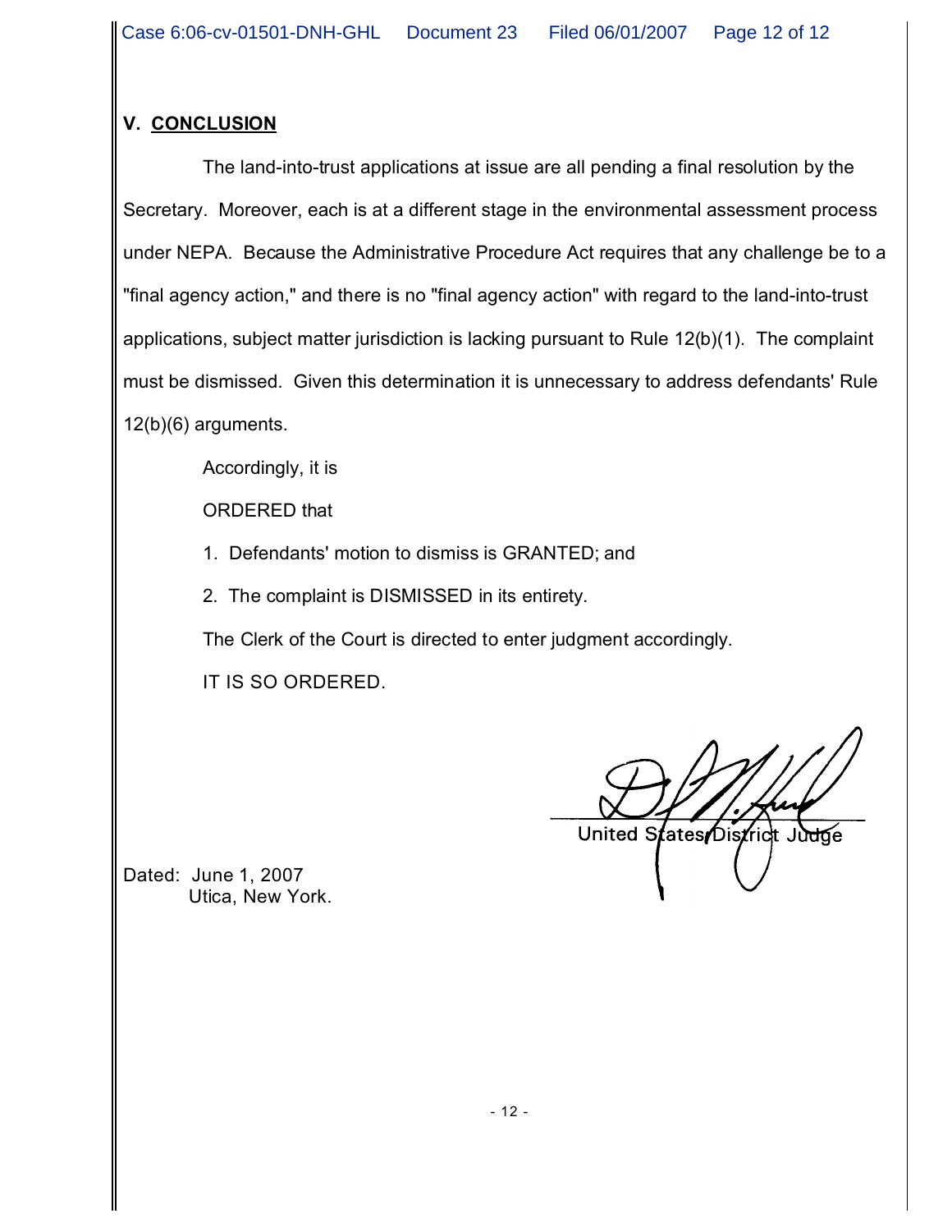## V. CONCLUSION

The land-into-trust applications at issue are all pending a final resolution by the Secretary. Moreover, each is at a different stage in the environmental assessment process under NEPA. Because the Administrative Procedure Act requires that any challenge be to a "final agency action," and there is no "final agency action" with regard to the land-into-trust applications, subject matter jurisdiction is lacking pursuant to Rule 12(b)(1). The complaint must be dismissed. Given this determination it is unnecessary to address defendants' Rule 12(b)(6) arguments.

Accordingly, it is

ORDERED that

1. Defendants' motion to dismiss is GRANTED; and

2. The complaint is DISMISSED in its entirety.

The Clerk of the Court is directed to enter judgment accordingly.

IT IS SO ORDERED.

United States District Judge

Dated: June 1, 2007
Utica, New York.